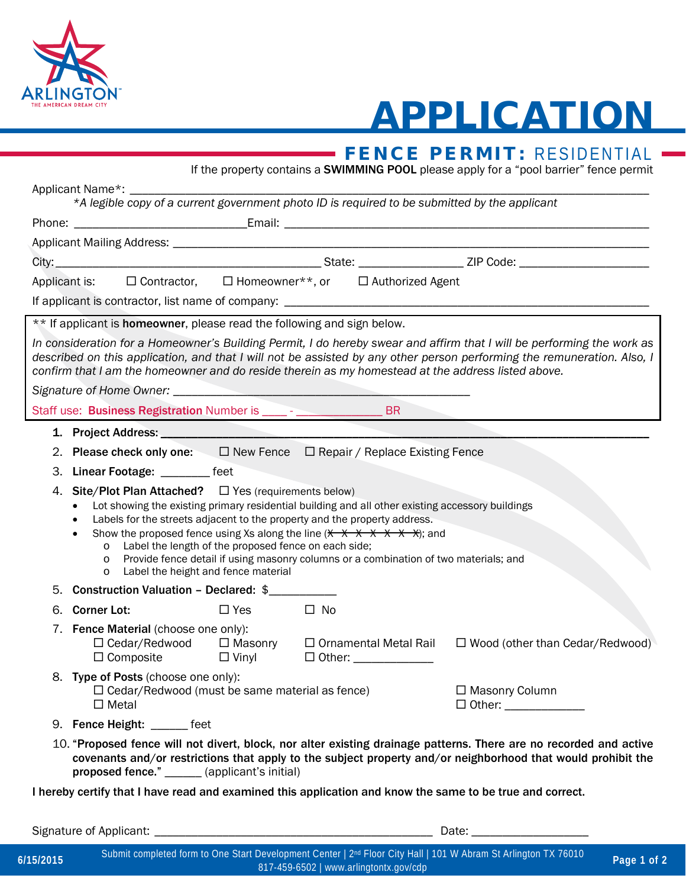# APPLICATION

## FENCE PERMIT: RESIDENTIAL

If the property contains a **SWIMMING POOL** please apply for a "pool barrier" fence permit

Applicant Name*: ______________________________________________

*\*A legible copy of a current government photo ID is required to be submitted by the applicant*

Phone: ___________________________ Email: ___________________________

Applicant Mailing Address: ______________________________________________

City: ___________________________ State: ________________ ZIP Code: ________________

Applicant is: ☐ Contractor, ☐ Homeowner**, or ☐ Authorized Agent

If applicant is contractor, list name of company: ______________________________________________

---

** If applicant is **homeowner**, please read the following and sign below.

*In consideration for a Homeowner's Building Permit, I do hereby swear and affirm that I will be performing the work as described on this application, and that I will not be assisted by any other person performing the remuneration. Also, I confirm that I am the homeowner and do reside therein as my homestead at the address listed above.*

*Signature of Home Owner:* ______________________________________________

Staff use: **Business Registration** Number is ____ - ______________ BR

---

1. **Project Address:** ______________________________________________
2. **Please check only one:** ☐ New Fence ☐ Repair / Replace Existing Fence
3. **Linear Footage:** ________ feet
4. **Site/Plot Plan Attached?** ☐ Yes (requirements below)
   - Lot showing the existing primary residential building and all other existing accessory buildings
   - Labels for the streets adjacent to the property and the property address.
   - Show the proposed fence using Xs along the line (X—X—X—X—X—X—X); and
     - Label the length of the proposed fence on each side;
     - Provide fence detail if using masonry columns or a combination of two materials; and
     - Label the height and fence material
5. **Construction Valuation – Declared:** $___________
6. **Corner Lot:** ☐ Yes ☐ No
7. **Fence Material** (choose one only):
   ☐ Cedar/Redwood ☐ Masonry ☐ Ornamental Metal Rail ☐ Wood (other than Cedar/Redwood)
   ☐ Composite ☐ Vinyl ☐ Other: _____________
8. **Type of Posts** (choose one only):
   ☐ Cedar/Redwood (must be same material as fence) ☐ Masonry Column
   ☐ Metal ☐ Other: _____________
9. **Fence Height:** ______ feet
10. "**Proposed fence will not divert, block, nor alter existing drainage patterns. There are no recorded and active covenants and/or restrictions that apply to the subject property and/or neighborhood that would prohibit the proposed fence.**" ______ (applicant's initial)

**I hereby certify that I have read and examined this application and know the same to be true and correct.**

Signature of Applicant: ______________________________________________ Date: ___________________

6/15/2015 — Submit completed form to One Start Development Center | 2nd Floor City Hall | 101 W Abram St Arlington TX 76010
817-459-6502 | www.arlingtontx.gov/cdp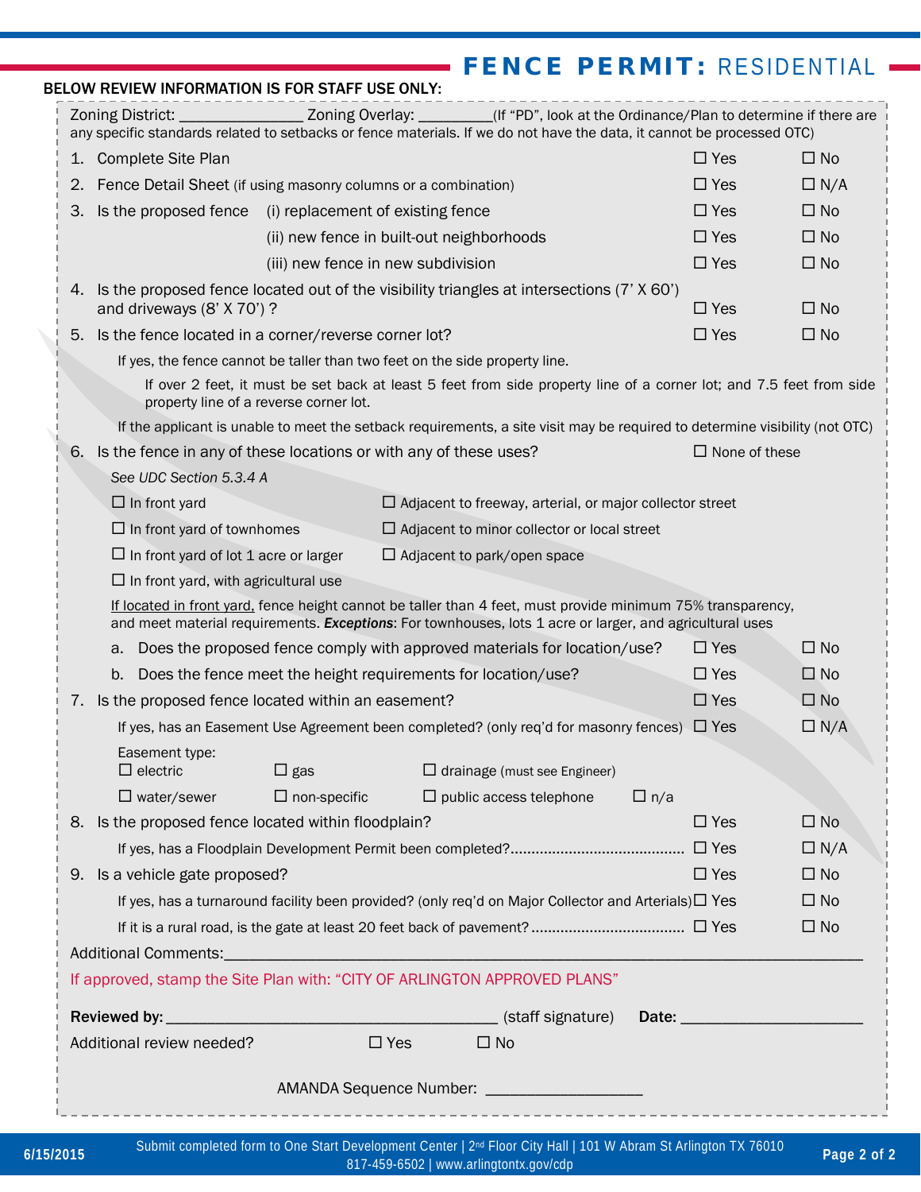# FENCE PERMIT: RESIDENTIAL

**BELOW REVIEW INFORMATION IS FOR STAFF USE ONLY:**

Zoning District: _______________ Zoning Overlay: _________(If "PD", look at the Ordinance/Plan to determine if there are any specific standards related to setbacks or fence materials. If we do not have the data, it cannot be processed OTC)

1. Complete Site Plan ☐ Yes ☐ No
2. Fence Detail Sheet (if using masonry columns or a combination) ☐ Yes ☐ N/A
3. Is the proposed fence
   - (i) replacement of existing fence ☐ Yes ☐ No
   - (ii) new fence in built-out neighborhoods ☐ Yes ☐ No
   - (iii) new fence in new subdivision ☐ Yes ☐ No
4. Is the proposed fence located out of the visibility triangles at intersections (7' X 60') and driveways (8' X 70') ? ☐ Yes ☐ No
5. Is the fence located in a corner/reverse corner lot? ☐ Yes ☐ No

   If yes, the fence cannot be taller than two feet on the side property line.

   If over 2 feet, it must be set back at least 5 feet from side property line of a corner lot; and 7.5 feet from side property line of a reverse corner lot.

   If the applicant is unable to meet the setback requirements, a site visit may be required to determine visibility (not OTC)

6. Is the fence in any of these locations or with any of these uses? ☐ None of these

   *See UDC Section 5.3.4 A*

   ☐ In front yard ☐ Adjacent to freeway, arterial, or major collector street

   ☐ In front yard of townhomes ☐ Adjacent to minor collector or local street

   ☐ In front yard of lot 1 acre or larger ☐ Adjacent to park/open space

   ☐ In front yard, with agricultural use

   If located in front yard, fence height cannot be taller than 4 feet, must provide minimum 75% transparency, and meet material requirements. ***Exceptions***: For townhouses, lots 1 acre or larger, and agricultural uses

   a. Does the proposed fence comply with approved materials for location/use? ☐ Yes ☐ No

   b. Does the fence meet the height requirements for location/use? ☐ Yes ☐ No

7. Is the proposed fence located within an easement? ☐ Yes ☐ No

   If yes, has an Easement Use Agreement been completed? (only req'd for masonry fences) ☐ Yes ☐ N/A

   Easement type:

   ☐ electric ☐ gas ☐ drainage (must see Engineer)

   ☐ water/sewer ☐ non-specific ☐ public access telephone ☐ n/a

8. Is the proposed fence located within floodplain? ☐ Yes ☐ No

   If yes, has a Floodplain Development Permit been completed?........................................ ☐ Yes ☐ N/A

9. Is a vehicle gate proposed? ☐ Yes ☐ No

   If yes, has a turnaround facility been provided? (only req'd on Major Collector and Arterials) ☐ Yes ☐ No

   If it is a rural road, is the gate at least 20 feet back of pavement?.................................... ☐ Yes ☐ No

Additional Comments:_______________________________________________________________________________

If approved, stamp the Site Plan with: "CITY OF ARLINGTON APPROVED PLANS"

**Reviewed by:** ________________________________________ (staff signature) **Date:** _____________________

Additional review needed? ☐ Yes ☐ No

AMANDA Sequence Number: __________________

6/15/2015

Submit completed form to One Start Development Center | 2nd Floor City Hall | 101 W Abram St Arlington TX 76010
817-459-6502 | www.arlingtontx.gov/cdp